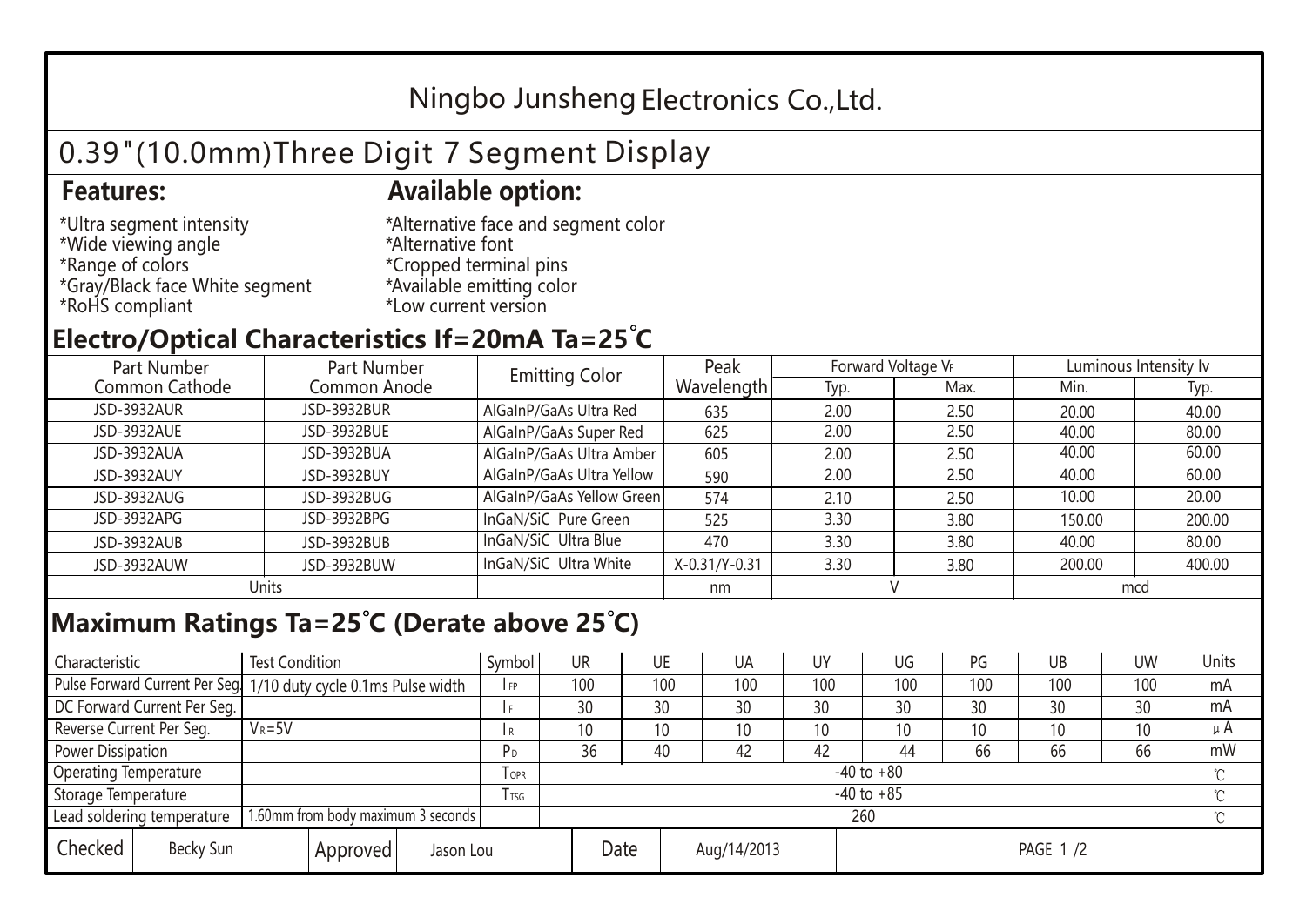Ningbo Junsheng Electronics Co.,Ltd.

# 0.39"(10.0mm)Three Digit 7 Segment Display

## Features:

*Ultra segment intensity
*Wide viewing angle
*Range of colors
*Gray/Black face White segment
*RoHS compliant

## Available option:

*Alternative face and segment color
*Alternative font
*Cropped terminal pins
*Available emitting color
*Low current version

## Electro/Optical Characteristics If=20mA Ta=25°C

| Part Number Common Cathode | Part Number Common Anode | Emitting Color | Peak Wavelength | Forward Voltage $V_F$ | | Luminous Intensity Iv | |
|---|---|---|---|---|---|---|---|
| | | | | Typ. | Max. | Min. | Typ. |
| JSD-3932AUR | JSD-3932BUR | AlGaInP/GaAs Ultra Red | 635 | 2.00 | 2.50 | 20.00 | 40.00 |
| JSD-3932AUE | JSD-3932BUE | AlGaInP/GaAs Super Red | 625 | 2.00 | 2.50 | 40.00 | 80.00 |
| JSD-3932AUA | JSD-3932BUA | AlGaInP/GaAs Ultra Amber | 605 | 2.00 | 2.50 | 40.00 | 60.00 |
| JSD-3932AUY | JSD-3932BUY | AlGaInP/GaAs Ultra Yellow | 590 | 2.00 | 2.50 | 40.00 | 60.00 |
| JSD-3932AUG | JSD-3932BUG | AlGaInP/GaAs Yellow Green | 574 | 2.10 | 2.50 | 10.00 | 20.00 |
| JSD-3932APG | JSD-3932BPG | InGaN/SiC Pure Green | 525 | 3.30 | 3.80 | 150.00 | 200.00 |
| JSD-3932AUB | JSD-3932BUB | InGaN/SiC Ultra Blue | 470 | 3.30 | 3.80 | 40.00 | 80.00 |
| JSD-3932AUW | JSD-3932BUW | InGaN/SiC Ultra White | X-0.31/Y-0.31 | 3.30 | 3.80 | 200.00 | 400.00 |
| Units | | | nm | V | | mcd | |

## Maximum Ratings Ta=25°C (Derate above 25°C)

| Characteristic | Test Condition | Symbol | UR | UE | UA | UY | UG | PG | UB | UW | Units |
|---|---|---|---|---|---|---|---|---|---|---|---|
| Pulse Forward Current Per Seg. | 1/10 duty cycle 0.1ms Pulse width | $I_{FP}$ | 100 | 100 | 100 | 100 | 100 | 100 | 100 | 100 | mA |
| DC Forward Current Per Seg. | | $I_F$ | 30 | 30 | 30 | 30 | 30 | 30 | 30 | 30 | mA |
| Reverse Current Per Seg. | $V_R$=5V | $I_R$ | 10 | 10 | 10 | 10 | 10 | 10 | 10 | 10 | μA |
| Power Dissipation | | $P_D$ | 36 | 40 | 42 | 42 | 44 | 66 | 66 | 66 | mW |
| Operating Temperature | | $T_{OPR}$ | -40 to +80 | | | | | | | | ℃ |
| Storage Temperature | | $T_{TSG}$ | -40 to +85 | | | | | | | | ℃ |
| Lead soldering temperature | 1.60mm from body maximum 3 seconds | | 260 | | | | | | | | ℃ |

| Checked | Becky Sun | Approved | Jason Lou | Date | Aug/14/2013 |
|---|---|---|---|---|---|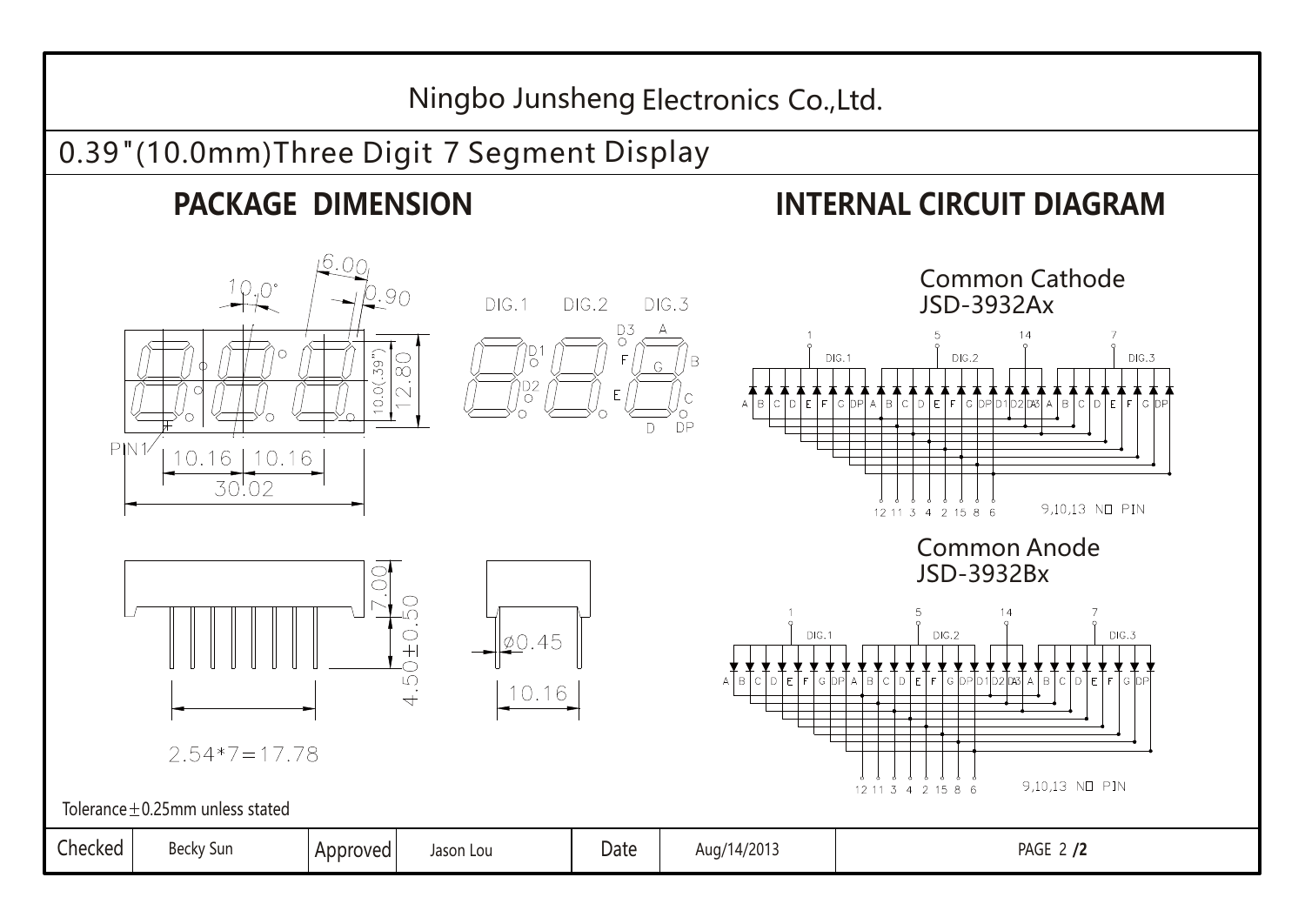Ningbo Junsheng Electronics Co.,Ltd.

## 0.39"(10.0mm)Three Digit 7 Segment Display

## PACKAGE DIMENSION

6.00

10.0°

0.90

10.0(.39")

12.80

PIN1

10.16 10.16

30.02

DIG.1 DIG.2 DIG.3

D1 D2 D3

A B C D E F G DP

7.00

4.50±0.50

Ø0.45

10.16

2.54*7=17.78

## INTERNAL CIRCUIT DIAGRAM

### Common Cathode JSD-3932Ax

1 5 14 7

DIG.1 DIG.2 DIG.3

A B C D E F G DP A B C D E F G DP D1 D2 D3 A B C D E F G DP

12 11 3 4 2 15 8 6

9,10,13 NO PIN

### Common Anode JSD-3932Bx

1 5 14 7

DIG.1 DIG.2 DIG.3

A B C D E F G DP A B C D E F G DP D1 D2 D3 A B C D E F G DP

12 11 3 4 2 15 8 6

9,10,13 NO PIN

Tolerance±0.25mm unless stated

| Checked | Becky Sun | Approved | Jason Lou | Date | Aug/14/2013 | PAGE 2 /2 |
|---|---|---|---|---|---|---|